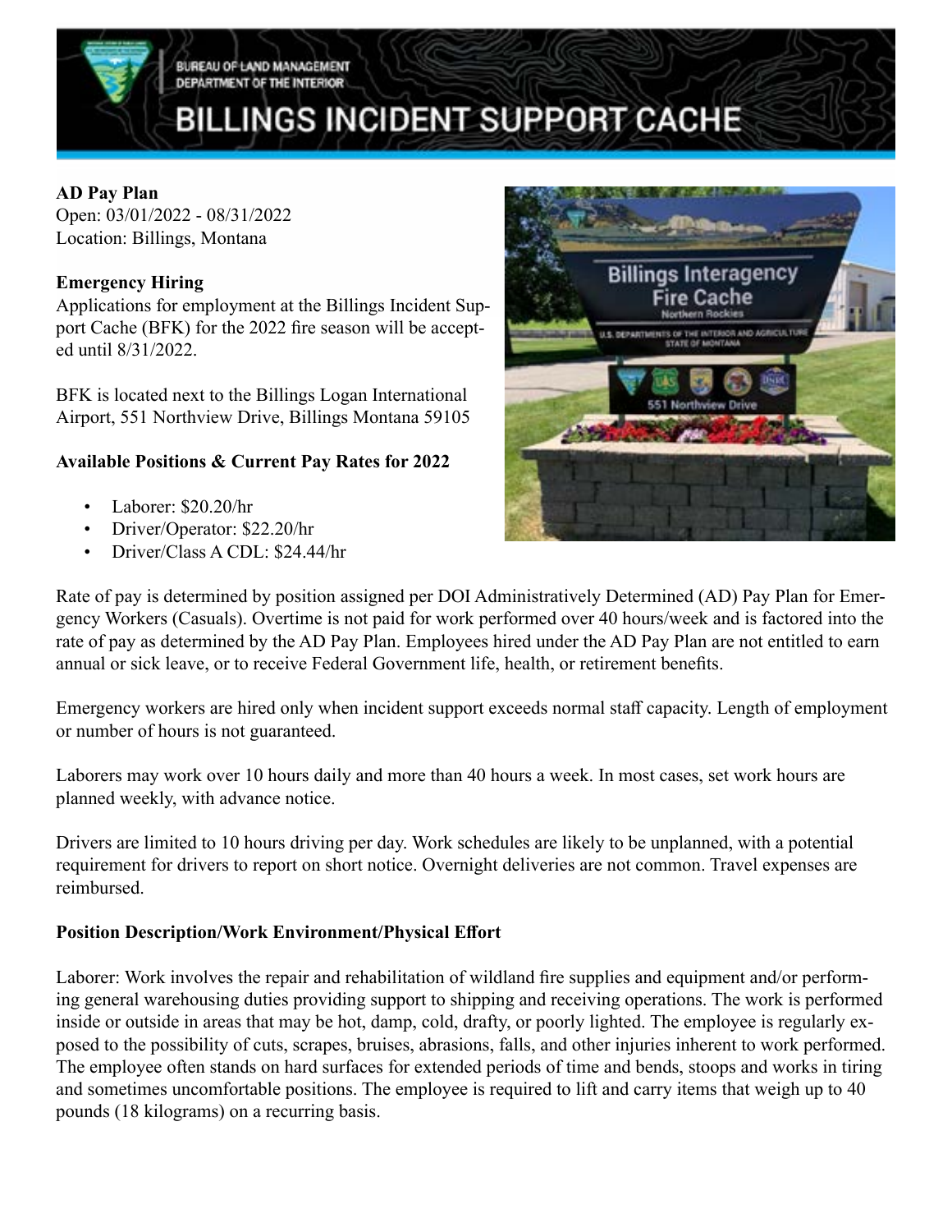BUREAU OF LAND MANAGEMENT
DEPARTMENT OF THE INTERIOR

# BILLINGS INCIDENT SUPPORT CACHE

**AD Pay Plan**
Open: 03/01/2022 - 08/31/2022
Location: Billings, Montana

**Emergency Hiring**

Applications for employment at the Billings Incident Support Cache (BFK) for the 2022 fire season will be accepted until 8/31/2022.

BFK is located next to the Billings Logan International Airport, 551 Northview Drive, Billings Montana 59105

**Available Positions & Current Pay Rates for 2022**

- Laborer: $20.20/hr
- Driver/Operator: $22.20/hr
- Driver/Class A CDL: $24.44/hr

Rate of pay is determined by position assigned per DOI Administratively Determined (AD) Pay Plan for Emergency Workers (Casuals). Overtime is not paid for work performed over 40 hours/week and is factored into the rate of pay as determined by the AD Pay Plan. Employees hired under the AD Pay Plan are not entitled to earn annual or sick leave, or to receive Federal Government life, health, or retirement benefits.

Emergency workers are hired only when incident support exceeds normal staff capacity. Length of employment or number of hours is not guaranteed.

Laborers may work over 10 hours daily and more than 40 hours a week. In most cases, set work hours are planned weekly, with advance notice.

Drivers are limited to 10 hours driving per day. Work schedules are likely to be unplanned, with a potential requirement for drivers to report on short notice. Overnight deliveries are not common. Travel expenses are reimbursed.

**Position Description/Work Environment/Physical Effort**

Laborer: Work involves the repair and rehabilitation of wildland fire supplies and equipment and/or performing general warehousing duties providing support to shipping and receiving operations. The work is performed inside or outside in areas that may be hot, damp, cold, drafty, or poorly lighted. The employee is regularly exposed to the possibility of cuts, scrapes, bruises, abrasions, falls, and other injuries inherent to work performed. The employee often stands on hard surfaces for extended periods of time and bends, stoops and works in tiring and sometimes uncomfortable positions. The employee is required to lift and carry items that weigh up to 40 pounds (18 kilograms) on a recurring basis.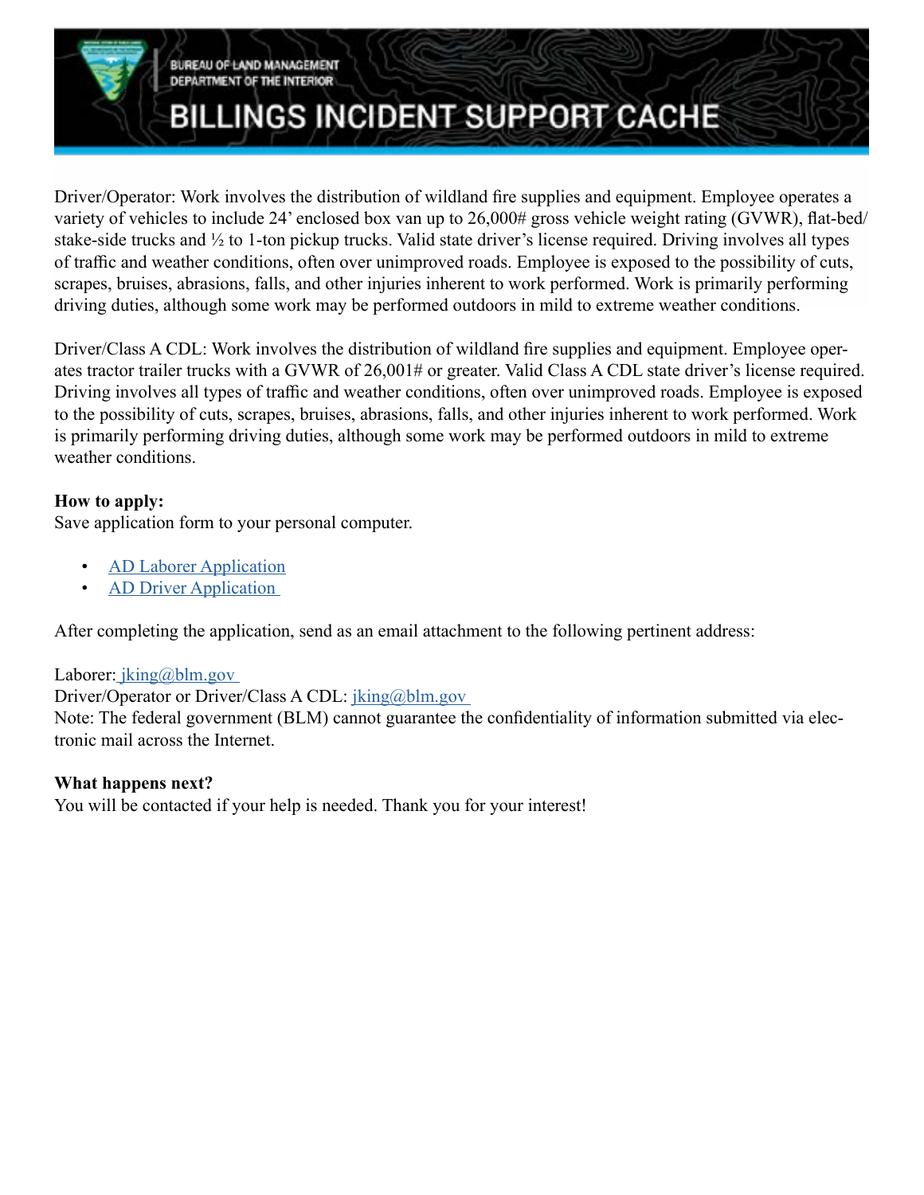BUREAU OF LAND MANAGEMENT
DEPARTMENT OF THE INTERIOR

# BILLINGS INCIDENT SUPPORT CACHE

Driver/Operator: Work involves the distribution of wildland fire supplies and equipment. Employee operates a variety of vehicles to include 24' enclosed box van up to 26,000# gross vehicle weight rating (GVWR), flat-bed/stake-side trucks and ½ to 1-ton pickup trucks. Valid state driver's license required. Driving involves all types of traffic and weather conditions, often over unimproved roads. Employee is exposed to the possibility of cuts, scrapes, bruises, abrasions, falls, and other injuries inherent to work performed. Work is primarily performing driving duties, although some work may be performed outdoors in mild to extreme weather conditions.

Driver/Class A CDL: Work involves the distribution of wildland fire supplies and equipment. Employee operates tractor trailer trucks with a GVWR of 26,001# or greater. Valid Class A CDL state driver's license required. Driving involves all types of traffic and weather conditions, often over unimproved roads. Employee is exposed to the possibility of cuts, scrapes, bruises, abrasions, falls, and other injuries inherent to work performed. Work is primarily performing driving duties, although some work may be performed outdoors in mild to extreme weather conditions.

**How to apply:**
Save application form to your personal computer.

- AD Laborer Application
- AD Driver Application

After completing the application, send as an email attachment to the following pertinent address:

Laborer: jking@blm.gov
Driver/Operator or Driver/Class A CDL: jking@blm.gov
Note: The federal government (BLM) cannot guarantee the confidentiality of information submitted via electronic mail across the Internet.

**What happens next?**
You will be contacted if your help is needed. Thank you for your interest!